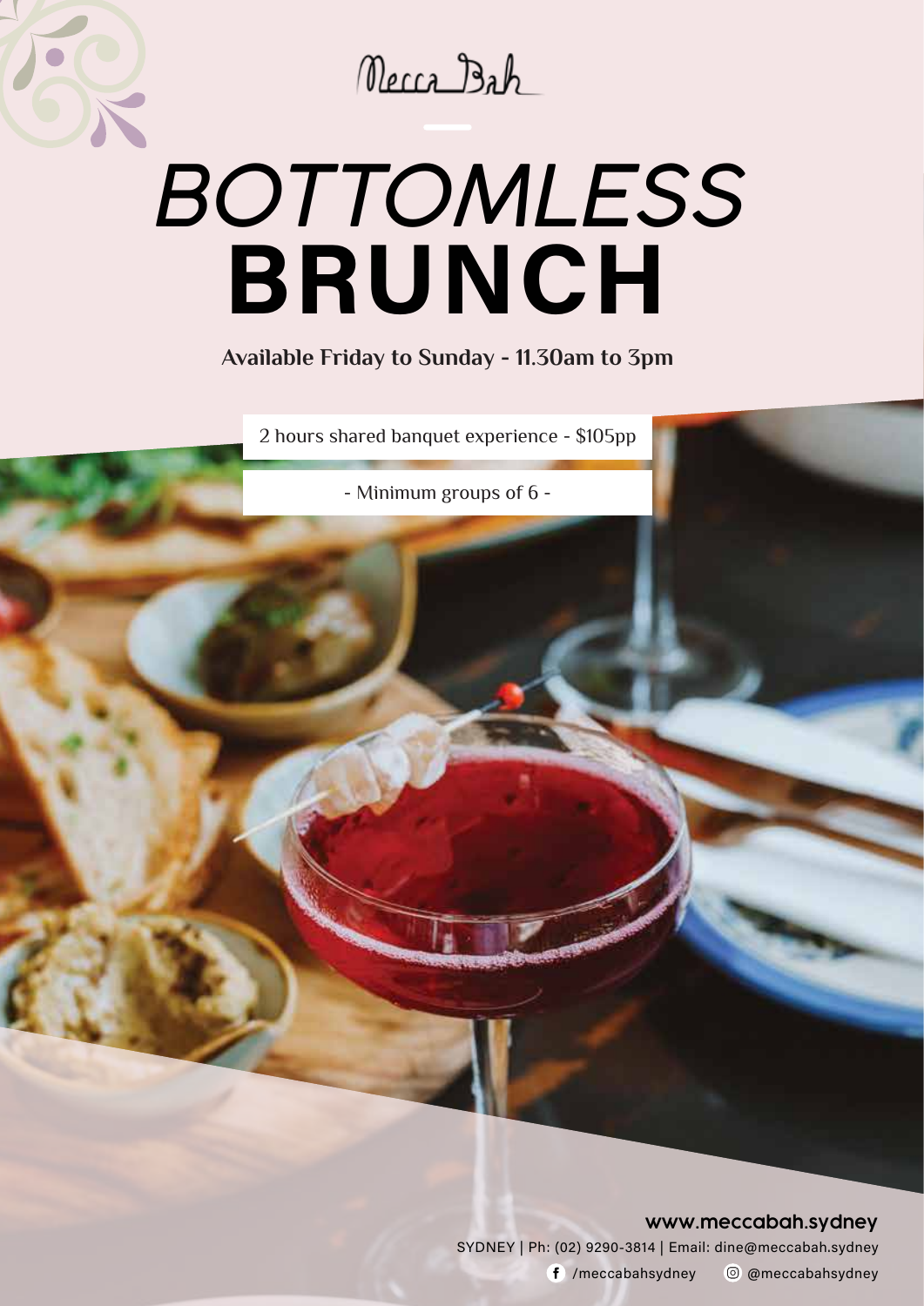Mecca Bah

# BOTTOMLESS BRUNCH

**Available Friday to Sunday - 11.30am to 3pm**

2 hours shared banquet experience - $105pp

- Minimum groups of 6 -

**www.meccabah.sydney**

SYDNEY | Ph: (02) 9290-3814 | Email: dine@meccabah.sydney

/meccabahsydney @meccabahsydney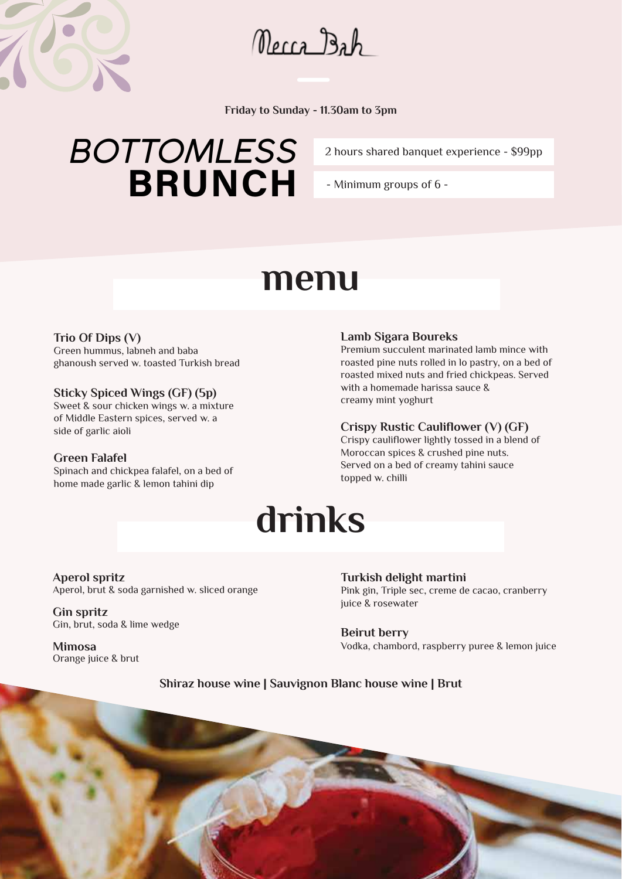Mecca Bah

Friday to Sunday - 11.30am to 3pm

# BOTTOMLESS BRUNCH

2 hours shared banquet experience - $99pp

- Minimum groups of 6 -

## menu

**Trio Of Dips (V)**
Green hummus, labneh and baba ghanoush served w. toasted Turkish bread

**Sticky Spiced Wings (GF) (5p)**
Sweet & sour chicken wings w. a mixture of Middle Eastern spices, served w. a side of garlic aioli

**Green Falafel**
Spinach and chickpea falafel, on a bed of home made garlic & lemon tahini dip

**Lamb Sigara Boureks**
Premium succulent marinated lamb mince with roasted pine nuts rolled in lo pastry, on a bed of roasted mixed nuts and fried chickpeas. Served with a homemade harissa sauce & creamy mint yoghurt

**Crispy Rustic Cauliflower (V) (GF)**
Crispy cauliflower lightly tossed in a blend of Moroccan spices & crushed pine nuts. Served on a bed of creamy tahini sauce topped w. chilli

## drinks

**Aperol spritz**
Aperol, brut & soda garnished w. sliced orange

**Gin spritz**
Gin, brut, soda & lime wedge

**Mimosa**
Orange juice & brut

**Turkish delight martini**
Pink gin, Triple sec, creme de cacao, cranberry juice & rosewater

**Beirut berry**
Vodka, chambord, raspberry puree & lemon juice

**Shiraz house wine | Sauvignon Blanc house wine | Brut**